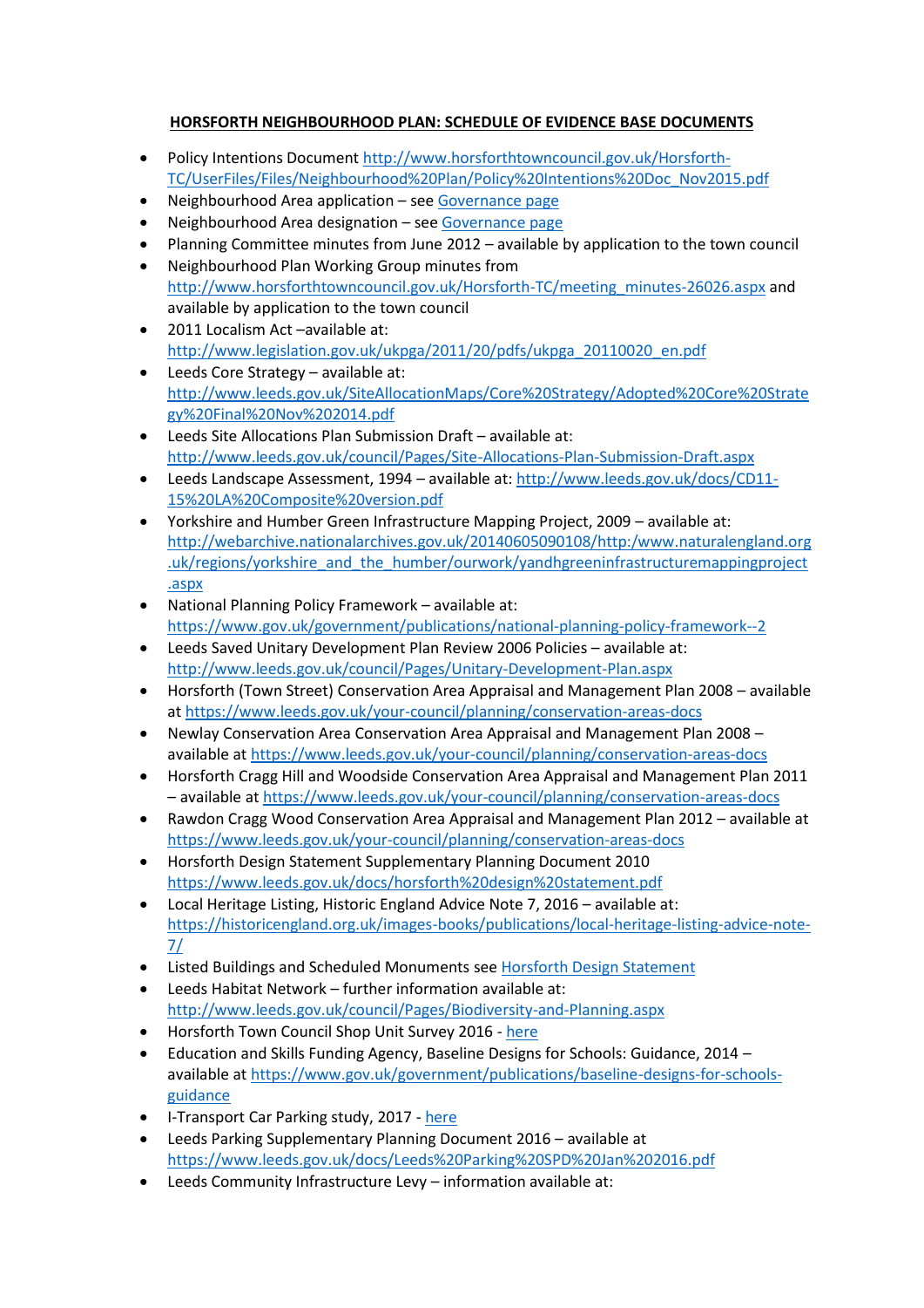**HORSFORTH NEIGHBOURHOOD PLAN: SCHEDULE OF EVIDENCE BASE DOCUMENTS**

- Policy Intentions Document http://www.horsforthtowncouncil.gov.uk/Horsforth-TC/UserFiles/Files/Neighbourhood%20Plan/Policy%20Intentions%20Doc_Nov2015.pdf
- Neighbourhood Area application – see Governance page
- Neighbourhood Area designation – see Governance page
- Planning Committee minutes from June 2012 – available by application to the town council
- Neighbourhood Plan Working Group minutes from http://www.horsforthtowncouncil.gov.uk/Horsforth-TC/meeting_minutes-26026.aspx and available by application to the town council
- 2011 Localism Act –available at: http://www.legislation.gov.uk/ukpga/2011/20/pdfs/ukpga_20110020_en.pdf
- Leeds Core Strategy – available at: http://www.leeds.gov.uk/SiteAllocationMaps/Core%20Strategy/Adopted%20Core%20Strategy%20Final%20Nov%202014.pdf
- Leeds Site Allocations Plan Submission Draft – available at: http://www.leeds.gov.uk/council/Pages/Site-Allocations-Plan-Submission-Draft.aspx
- Leeds Landscape Assessment, 1994 – available at: http://www.leeds.gov.uk/docs/CD11-15%20LA%20Composite%20version.pdf
- Yorkshire and Humber Green Infrastructure Mapping Project, 2009 – available at: http://webarchive.nationalarchives.gov.uk/20140605090108/http:/www.naturalengland.org.uk/regions/yorkshire_and_the_humber/ourwork/yandhgreeninfrastructuremappingproject.aspx
- National Planning Policy Framework – available at: https://www.gov.uk/government/publications/national-planning-policy-framework--2
- Leeds Saved Unitary Development Plan Review 2006 Policies – available at: http://www.leeds.gov.uk/council/Pages/Unitary-Development-Plan.aspx
- Horsforth (Town Street) Conservation Area Appraisal and Management Plan 2008 – available at https://www.leeds.gov.uk/your-council/planning/conservation-areas-docs
- Newlay Conservation Area Conservation Area Appraisal and Management Plan 2008 – available at https://www.leeds.gov.uk/your-council/planning/conservation-areas-docs
- Horsforth Cragg Hill and Woodside Conservation Area Appraisal and Management Plan 2011 – available at https://www.leeds.gov.uk/your-council/planning/conservation-areas-docs
- Rawdon Cragg Wood Conservation Area Appraisal and Management Plan 2012 – available at https://www.leeds.gov.uk/your-council/planning/conservation-areas-docs
- Horsforth Design Statement Supplementary Planning Document 2010 https://www.leeds.gov.uk/docs/horsforth%20design%20statement.pdf
- Local Heritage Listing, Historic England Advice Note 7, 2016 – available at: https://historicengland.org.uk/images-books/publications/local-heritage-listing-advice-note-7/
- Listed Buildings and Scheduled Monuments see Horsforth Design Statement
- Leeds Habitat Network – further information available at: http://www.leeds.gov.uk/council/Pages/Biodiversity-and-Planning.aspx
- Horsforth Town Council Shop Unit Survey 2016 - here
- Education and Skills Funding Agency, Baseline Designs for Schools: Guidance, 2014 – available at https://www.gov.uk/government/publications/baseline-designs-for-schools-guidance
- I-Transport Car Parking study, 2017 - here
- Leeds Parking Supplementary Planning Document 2016 – available at https://www.leeds.gov.uk/docs/Leeds%20Parking%20SPD%20Jan%202016.pdf
- Leeds Community Infrastructure Levy – information available at: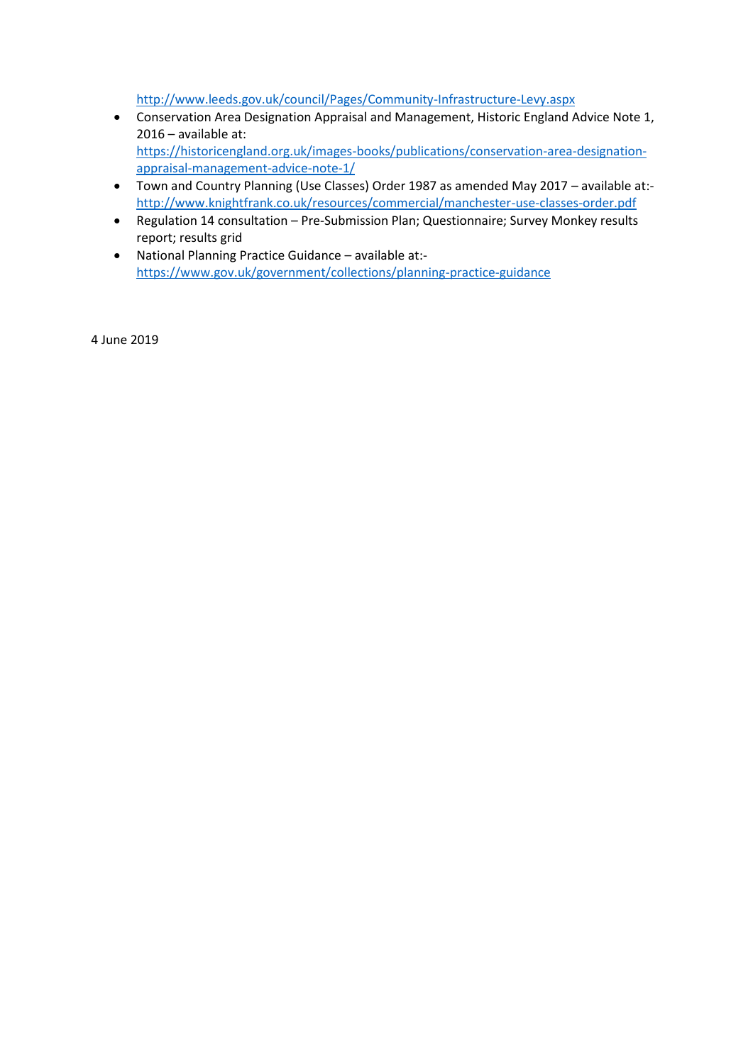http://www.leeds.gov.uk/council/Pages/Community-Infrastructure-Levy.aspx

- Conservation Area Designation Appraisal and Management, Historic England Advice Note 1, 2016 – available at: https://historicengland.org.uk/images-books/publications/conservation-area-designation-appraisal-management-advice-note-1/
- Town and Country Planning (Use Classes) Order 1987 as amended May 2017 – available at:- http://www.knightfrank.co.uk/resources/commercial/manchester-use-classes-order.pdf
- Regulation 14 consultation – Pre-Submission Plan; Questionnaire; Survey Monkey results report; results grid
- National Planning Practice Guidance – available at:- https://www.gov.uk/government/collections/planning-practice-guidance

4 June 2019